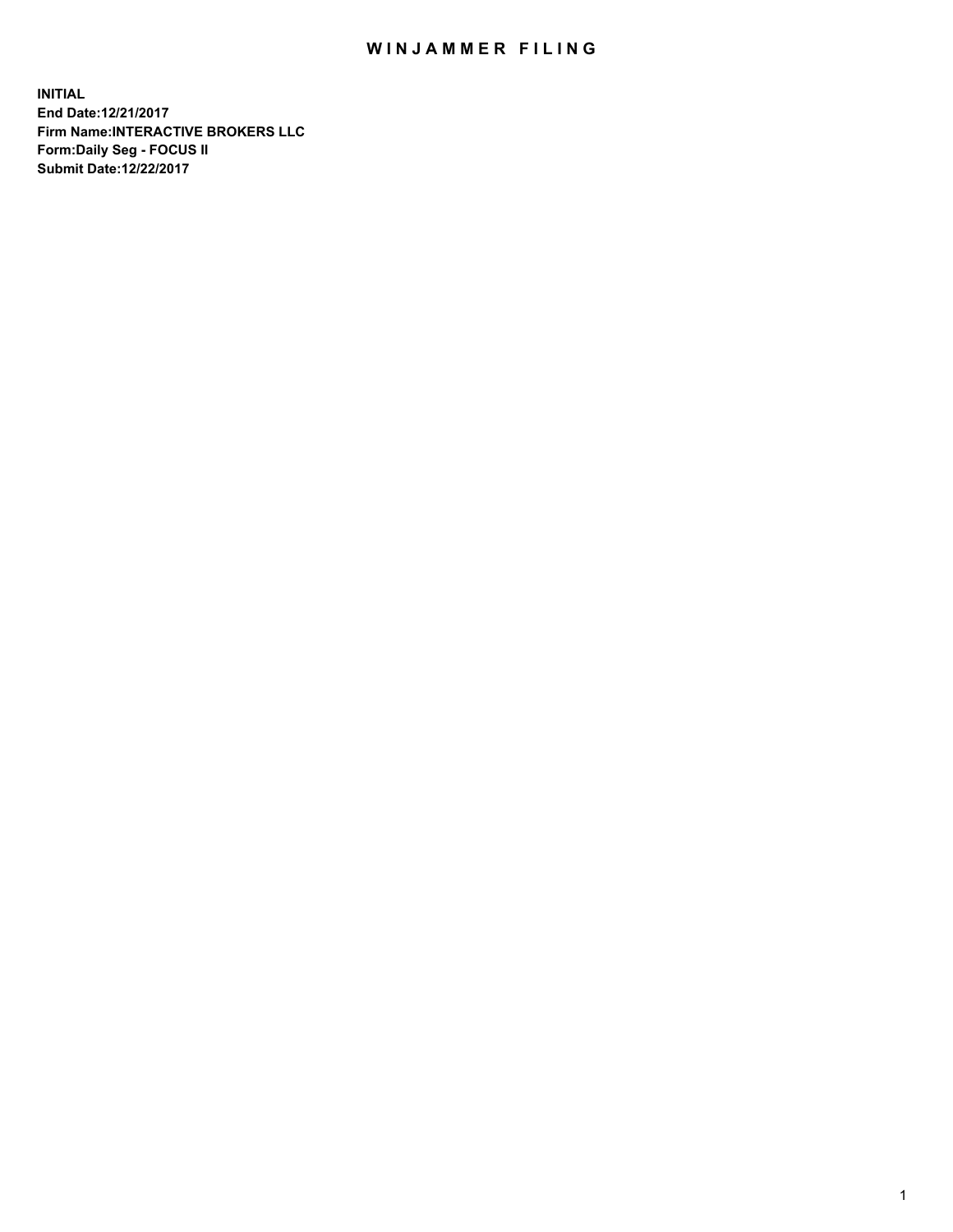# WINJAMMER FILING

**INITIAL**
**End Date:12/21/2017**
**Firm Name:INTERACTIVE BROKERS LLC**
**Form:Daily Seg - FOCUS II**
**Submit Date:12/22/2017**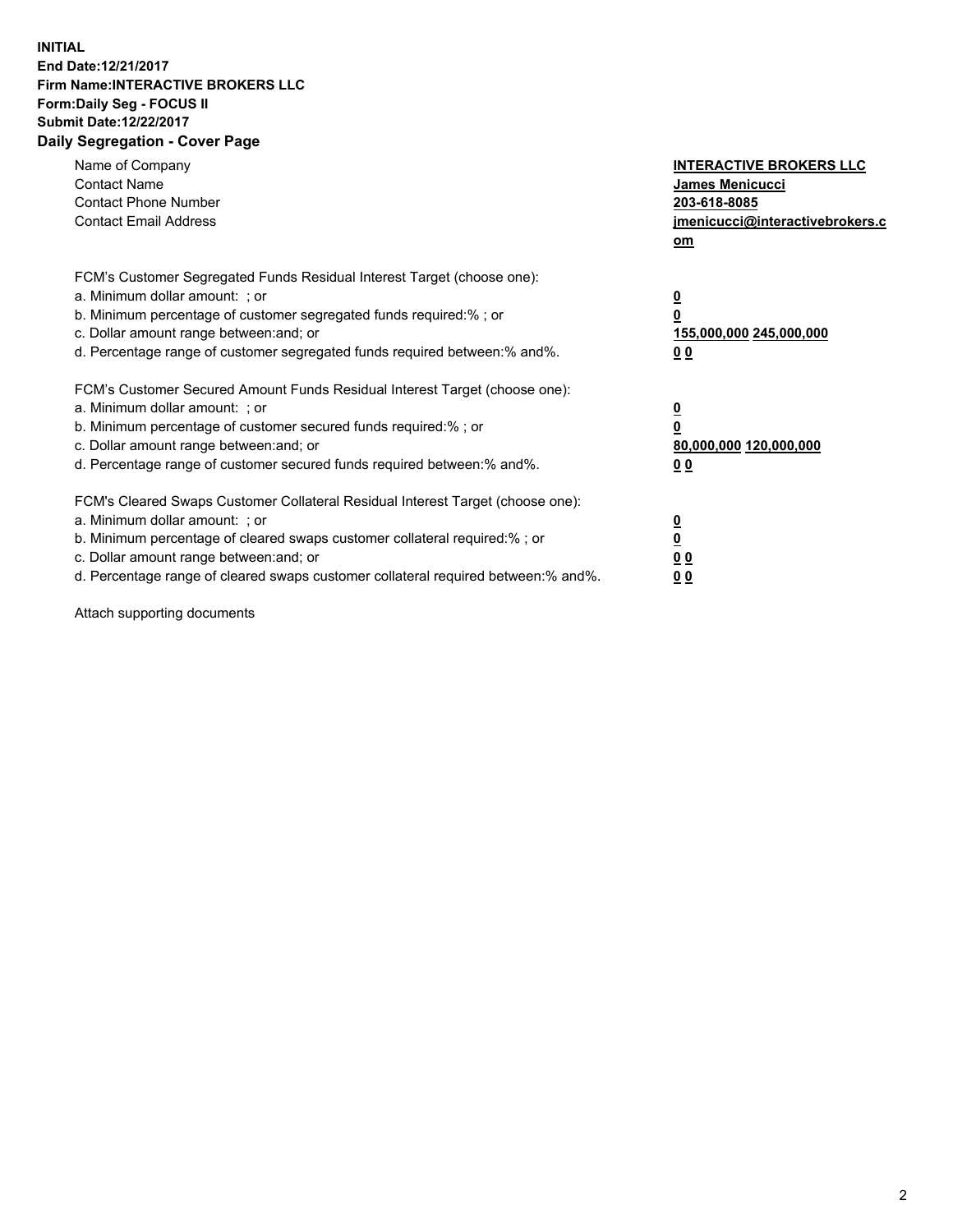**INITIAL**
**End Date:12/21/2017**
**Firm Name:INTERACTIVE BROKERS LLC**
**Form:Daily Seg - FOCUS II**
**Submit Date:12/22/2017**

## Daily Segregation - Cover Page

| | |
|---|---|
| Name of Company | **INTERACTIVE BROKERS LLC** |
| Contact Name | **James Menicucci** |
| Contact Phone Number | **203-618-8085** |
| Contact Email Address | **jmenicucci@interactivebrokers.com** |

FCM's Customer Segregated Funds Residual Interest Target (choose one):

| | |
|---|---|
| a. Minimum dollar amount: ; or | **0** |
| b. Minimum percentage of customer segregated funds required:% ; or | **0** |
| c. Dollar amount range between:and; or | **155,000,000 245,000,000** |
| d. Percentage range of customer segregated funds required between:% and%. | **0 0** |

FCM's Customer Secured Amount Funds Residual Interest Target (choose one):

| | |
|---|---|
| a. Minimum dollar amount: ; or | **0** |
| b. Minimum percentage of customer secured funds required:% ; or | **0** |
| c. Dollar amount range between:and; or | **80,000,000 120,000,000** |
| d. Percentage range of customer secured funds required between:% and%. | **0 0** |

FCM's Cleared Swaps Customer Collateral Residual Interest Target (choose one):

| | |
|---|---|
| a. Minimum dollar amount: ; or | **0** |
| b. Minimum percentage of cleared swaps customer collateral required:% ; or | **0** |
| c. Dollar amount range between:and; or | **0 0** |
| d. Percentage range of cleared swaps customer collateral required between:% and%. | **0 0** |

Attach supporting documents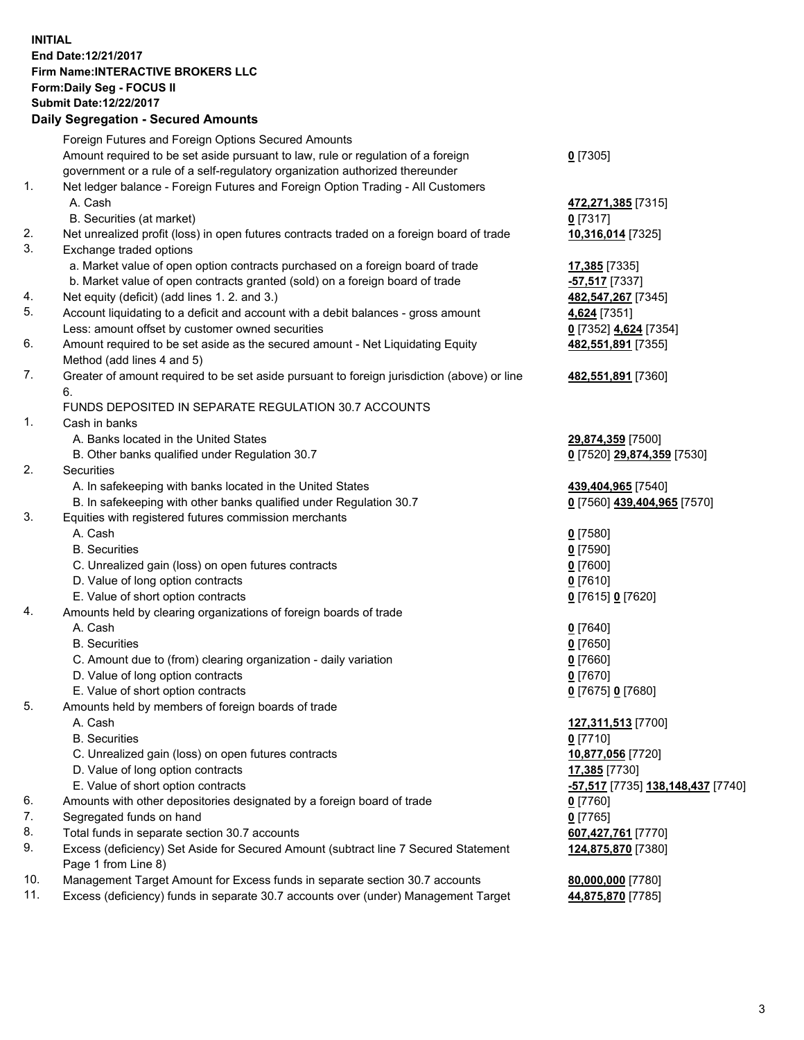**INITIAL**
**End Date:12/21/2017**
**Firm Name:INTERACTIVE BROKERS LLC**
**Form:Daily Seg - FOCUS II**
**Submit Date:12/22/2017**

## Daily Segregation - Secured Amounts

| | | |
|---|---|---|
| | Foreign Futures and Foreign Options Secured Amounts | |
| | Amount required to be set aside pursuant to law, rule or regulation of a foreign government or a rule of a self-regulatory organization authorized thereunder | **0** [7305] |
| 1. | Net ledger balance - Foreign Futures and Foreign Option Trading - All Customers | |
| | A. Cash | **472,271,385** [7315] |
| | B. Securities (at market) | **0** [7317] |
| 2. | Net unrealized profit (loss) in open futures contracts traded on a foreign board of trade | **10,316,014** [7325] |
| 3. | Exchange traded options | |
| | a. Market value of open option contracts purchased on a foreign board of trade | **17,385** [7335] |
| | b. Market value of open contracts granted (sold) on a foreign board of trade | **-57,517** [7337] |
| 4. | Net equity (deficit) (add lines 1. 2. and 3.) | **482,547,267** [7345] |
| 5. | Account liquidating to a deficit and account with a debit balances - gross amount | **4,624** [7351] |
| | Less: amount offset by customer owned securities | **0** [7352] **4,624** [7354] |
| 6. | Amount required to be set aside as the secured amount - Net Liquidating Equity Method (add lines 4 and 5) | **482,551,891** [7355] |
| 7. | Greater of amount required to be set aside pursuant to foreign jurisdiction (above) or line 6. | **482,551,891** [7360] |
| | FUNDS DEPOSITED IN SEPARATE REGULATION 30.7 ACCOUNTS | |
| 1. | Cash in banks | |
| | A. Banks located in the United States | **29,874,359** [7500] |
| | B. Other banks qualified under Regulation 30.7 | **0** [7520] **29,874,359** [7530] |
| 2. | Securities | |
| | A. In safekeeping with banks located in the United States | **439,404,965** [7540] |
| | B. In safekeeping with other banks qualified under Regulation 30.7 | **0** [7560] **439,404,965** [7570] |
| 3. | Equities with registered futures commission merchants | |
| | A. Cash | **0** [7580] |
| | B. Securities | **0** [7590] |
| | C. Unrealized gain (loss) on open futures contracts | **0** [7600] |
| | D. Value of long option contracts | **0** [7610] |
| | E. Value of short option contracts | **0** [7615] **0** [7620] |
| 4. | Amounts held by clearing organizations of foreign boards of trade | |
| | A. Cash | **0** [7640] |
| | B. Securities | **0** [7650] |
| | C. Amount due to (from) clearing organization - daily variation | **0** [7660] |
| | D. Value of long option contracts | **0** [7670] |
| | E. Value of short option contracts | **0** [7675] **0** [7680] |
| 5. | Amounts held by members of foreign boards of trade | |
| | A. Cash | **127,311,513** [7700] |
| | B. Securities | **0** [7710] |
| | C. Unrealized gain (loss) on open futures contracts | **10,877,056** [7720] |
| | D. Value of long option contracts | **17,385** [7730] |
| | E. Value of short option contracts | **-57,517** [7735] **138,148,437** [7740] |
| 6. | Amounts with other depositories designated by a foreign board of trade | **0** [7760] |
| 7. | Segregated funds on hand | **0** [7765] |
| 8. | Total funds in separate section 30.7 accounts | **607,427,761** [7770] |
| 9. | Excess (deficiency) Set Aside for Secured Amount (subtract line 7 Secured Statement Page 1 from Line 8) | **124,875,870** [7380] |
| 10. | Management Target Amount for Excess funds in separate section 30.7 accounts | **80,000,000** [7780] |
| 11. | Excess (deficiency) funds in separate 30.7 accounts over (under) Management Target | **44,875,870** [7785] |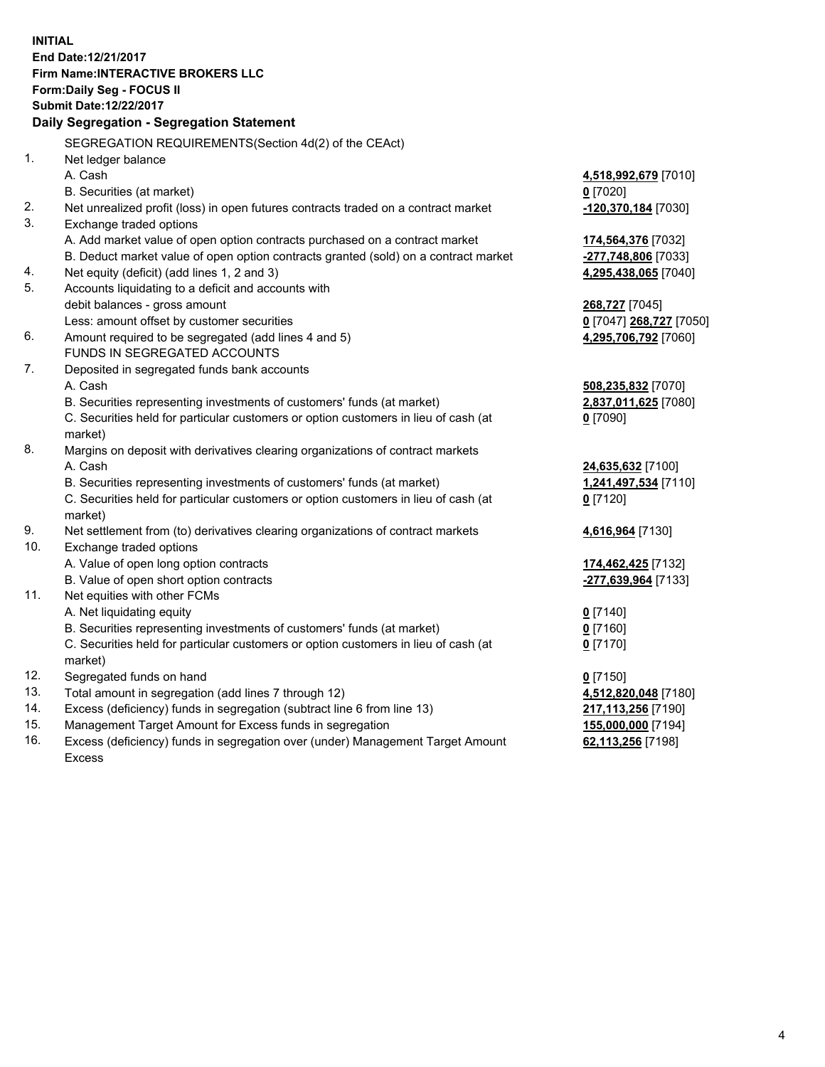**INITIAL**
**End Date:12/21/2017**
**Firm Name:INTERACTIVE BROKERS LLC**
**Form:Daily Seg - FOCUS II**
**Submit Date:12/22/2017**

### Daily Segregation - Segregation Statement

SEGREGATION REQUIREMENTS(Section 4d(2) of the CEAct)

| | | |
|---|---|---|
| 1. | Net ledger balance | |
| | A. Cash | **4,518,992,679** [7010] |
| | B. Securities (at market) | **0** [7020] |
| 2. | Net unrealized profit (loss) in open futures contracts traded on a contract market | **-120,370,184** [7030] |
| 3. | Exchange traded options | |
| | A. Add market value of open option contracts purchased on a contract market | **174,564,376** [7032] |
| | B. Deduct market value of open option contracts granted (sold) on a contract market | **-277,748,806** [7033] |
| 4. | Net equity (deficit) (add lines 1, 2 and 3) | **4,295,438,065** [7040] |
| 5. | Accounts liquidating to a deficit and accounts with | |
| | debit balances - gross amount | **268,727** [7045] |
| | Less: amount offset by customer securities | **0** [7047] **268,727** [7050] |
| 6. | Amount required to be segregated (add lines 4 and 5) | **4,295,706,792** [7060] |
| | FUNDS IN SEGREGATED ACCOUNTS | |
| 7. | Deposited in segregated funds bank accounts | |
| | A. Cash | **508,235,832** [7070] |
| | B. Securities representing investments of customers' funds (at market) | **2,837,011,625** [7080] |
| | C. Securities held for particular customers or option customers in lieu of cash (at market) | **0** [7090] |
| 8. | Margins on deposit with derivatives clearing organizations of contract markets | |
| | A. Cash | **24,635,632** [7100] |
| | B. Securities representing investments of customers' funds (at market) | **1,241,497,534** [7110] |
| | C. Securities held for particular customers or option customers in lieu of cash (at market) | **0** [7120] |
| 9. | Net settlement from (to) derivatives clearing organizations of contract markets | **4,616,964** [7130] |
| 10. | Exchange traded options | |
| | A. Value of open long option contracts | **174,462,425** [7132] |
| | B. Value of open short option contracts | **-277,639,964** [7133] |
| 11. | Net equities with other FCMs | |
| | A. Net liquidating equity | **0** [7140] |
| | B. Securities representing investments of customers' funds (at market) | **0** [7160] |
| | C. Securities held for particular customers or option customers in lieu of cash (at market) | **0** [7170] |
| 12. | Segregated funds on hand | **0** [7150] |
| 13. | Total amount in segregation (add lines 7 through 12) | **4,512,820,048** [7180] |
| 14. | Excess (deficiency) funds in segregation (subtract line 6 from line 13) | **217,113,256** [7190] |
| 15. | Management Target Amount for Excess funds in segregation | **155,000,000** [7194] |
| 16. | Excess (deficiency) funds in segregation over (under) Management Target Amount Excess | **62,113,256** [7198] |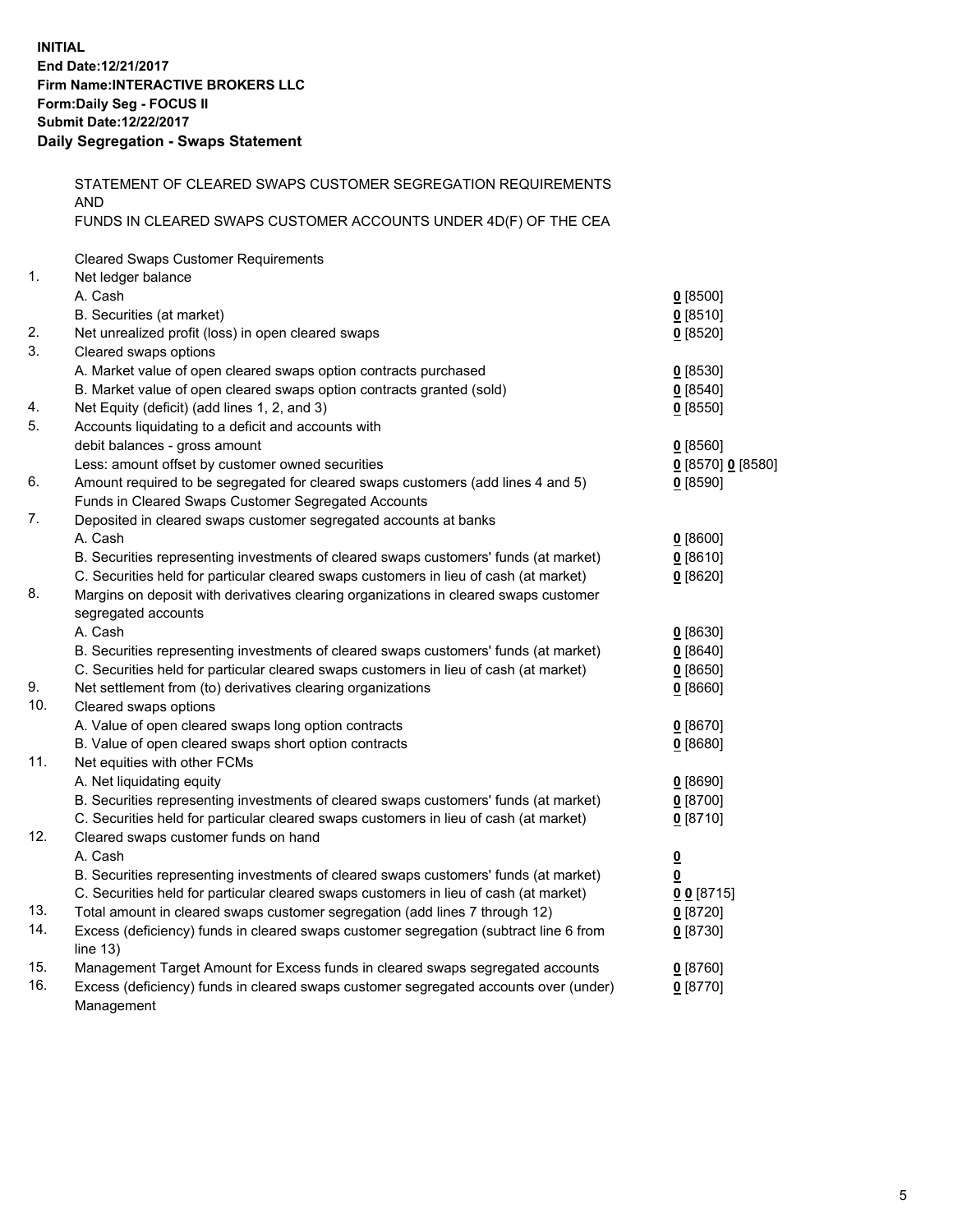**INITIAL**
**End Date:12/21/2017**
**Firm Name:INTERACTIVE BROKERS LLC**
**Form:Daily Seg - FOCUS II**
**Submit Date:12/22/2017**
**Daily Segregation - Swaps Statement**

STATEMENT OF CLEARED SWAPS CUSTOMER SEGREGATION REQUIREMENTS AND FUNDS IN CLEARED SWAPS CUSTOMER ACCOUNTS UNDER 4D(F) OF THE CEA

| | | |
|---|---|---|
| | Cleared Swaps Customer Requirements | |
| 1. | Net ledger balance | |
| | A. Cash | 0 [8500] |
| | B. Securities (at market) | 0 [8510] |
| 2. | Net unrealized profit (loss) in open cleared swaps | 0 [8520] |
| 3. | Cleared swaps options | |
| | A. Market value of open cleared swaps option contracts purchased | 0 [8530] |
| | B. Market value of open cleared swaps option contracts granted (sold) | 0 [8540] |
| 4. | Net Equity (deficit) (add lines 1, 2, and 3) | 0 [8550] |
| 5. | Accounts liquidating to a deficit and accounts with | |
| | debit balances - gross amount | 0 [8560] |
| | Less: amount offset by customer owned securities | 0 [8570] 0 [8580] |
| 6. | Amount required to be segregated for cleared swaps customers (add lines 4 and 5) | 0 [8590] |
| | Funds in Cleared Swaps Customer Segregated Accounts | |
| 7. | Deposited in cleared swaps customer segregated accounts at banks | |
| | A. Cash | 0 [8600] |
| | B. Securities representing investments of cleared swaps customers' funds (at market) | 0 [8610] |
| | C. Securities held for particular cleared swaps customers in lieu of cash (at market) | 0 [8620] |
| 8. | Margins on deposit with derivatives clearing organizations in cleared swaps customer segregated accounts | |
| | A. Cash | 0 [8630] |
| | B. Securities representing investments of cleared swaps customers' funds (at market) | 0 [8640] |
| | C. Securities held for particular cleared swaps customers in lieu of cash (at market) | 0 [8650] |
| 9. | Net settlement from (to) derivatives clearing organizations | 0 [8660] |
| 10. | Cleared swaps options | |
| | A. Value of open cleared swaps long option contracts | 0 [8670] |
| | B. Value of open cleared swaps short option contracts | 0 [8680] |
| 11. | Net equities with other FCMs | |
| | A. Net liquidating equity | 0 [8690] |
| | B. Securities representing investments of cleared swaps customers' funds (at market) | 0 [8700] |
| | C. Securities held for particular cleared swaps customers in lieu of cash (at market) | 0 [8710] |
| 12. | Cleared swaps customer funds on hand | |
| | A. Cash | 0 |
| | B. Securities representing investments of cleared swaps customers' funds (at market) | 0 |
| | C. Securities held for particular cleared swaps customers in lieu of cash (at market) | 0 0 [8715] |
| 13. | Total amount in cleared swaps customer segregation (add lines 7 through 12) | 0 [8720] |
| 14. | Excess (deficiency) funds in cleared swaps customer segregation (subtract line 6 from line 13) | 0 [8730] |
| 15. | Management Target Amount for Excess funds in cleared swaps segregated accounts | 0 [8760] |
| 16. | Excess (deficiency) funds in cleared swaps customer segregated accounts over (under) Management | 0 [8770] |